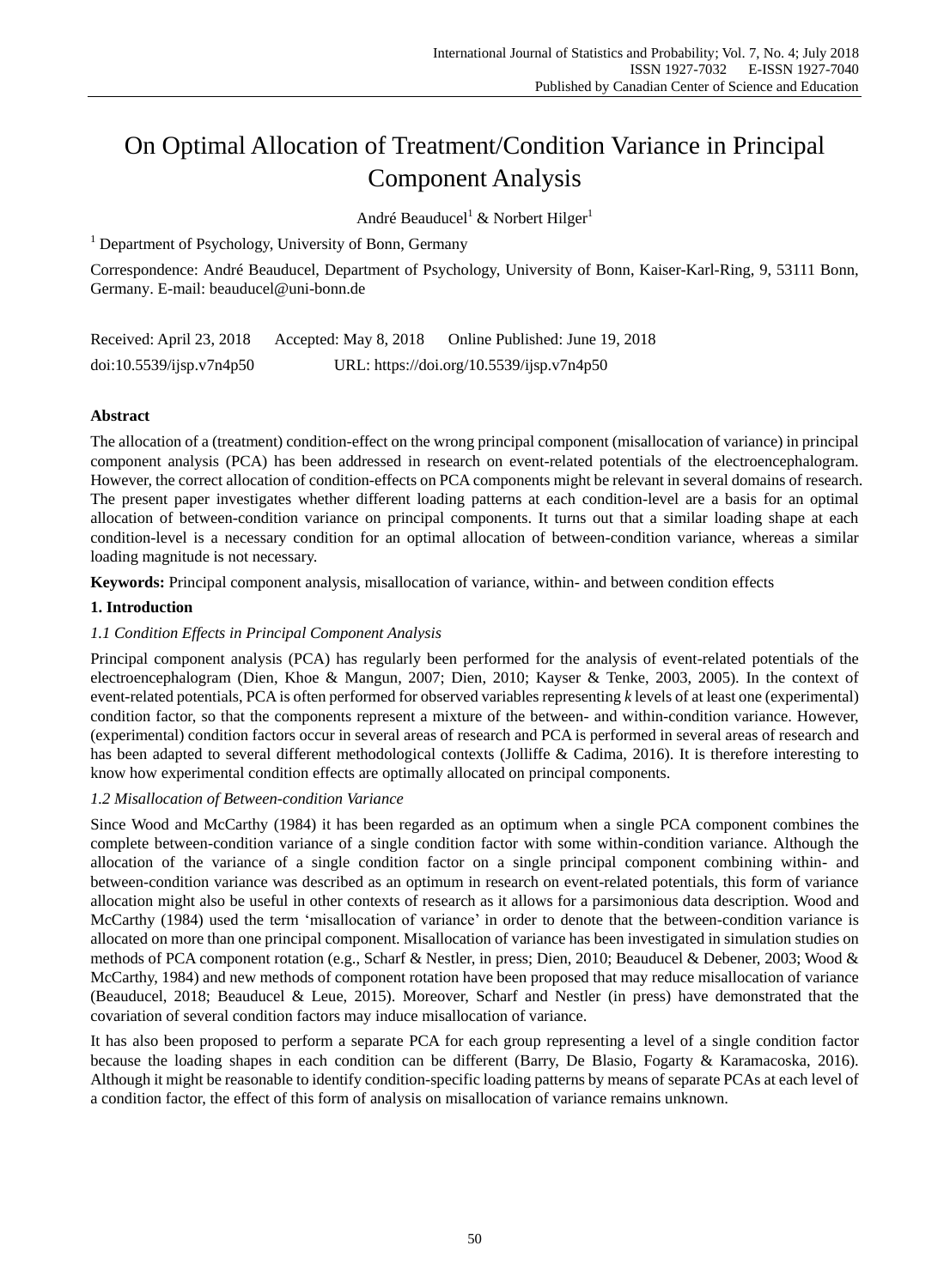# On Optimal Allocation of Treatment/Condition Variance in Principal Component Analysis

André Beauducel[1] & Norbert Hilger[1]

[1] Department of Psychology, University of Bonn, Germany

Correspondence: André Beauducel, Department of Psychology, University of Bonn, Kaiser-Karl-Ring, 9, 53111 Bonn, Germany. E-mail: beauducel@uni-bonn.de

Received: April 23, 2018 Accepted: May 8, 2018 Online Published: June 19, 2018

doi:10.5539/ijsp.v7n4p50 URL: https://doi.org/10.5539/ijsp.v7n4p50

## Abstract

The allocation of a (treatment) condition-effect on the wrong principal component (misallocation of variance) in principal component analysis (PCA) has been addressed in research on event-related potentials of the electroencephalogram. However, the correct allocation of condition-effects on PCA components might be relevant in several domains of research. The present paper investigates whether different loading patterns at each condition-level are a basis for an optimal allocation of between-condition variance on principal components. It turns out that a similar loading shape at each condition-level is a necessary condition for an optimal allocation of between-condition variance, whereas a similar loading magnitude is not necessary.

**Keywords:** Principal component analysis, misallocation of variance, within- and between condition effects

## 1. Introduction

### *1.1 Condition Effects in Principal Component Analysis*

Principal component analysis (PCA) has regularly been performed for the analysis of event-related potentials of the electroencephalogram (Dien, Khoe & Mangun, 2007; Dien, 2010; Kayser & Tenke, 2003, 2005). In the context of event-related potentials, PCA is often performed for observed variables representing *k* levels of at least one (experimental) condition factor, so that the components represent a mixture of the between- and within-condition variance. However, (experimental) condition factors occur in several areas of research and PCA is performed in several areas of research and has been adapted to several different methodological contexts (Jolliffe & Cadima, 2016). It is therefore interesting to know how experimental condition effects are optimally allocated on principal components.

### *1.2 Misallocation of Between-condition Variance*

Since Wood and McCarthy (1984) it has been regarded as an optimum when a single PCA component combines the complete between-condition variance of a single condition factor with some within-condition variance. Although the allocation of the variance of a single condition factor on a single principal component combining within- and between-condition variance was described as an optimum in research on event-related potentials, this form of variance allocation might also be useful in other contexts of research as it allows for a parsimonious data description. Wood and McCarthy (1984) used the term 'misallocation of variance' in order to denote that the between-condition variance is allocated on more than one principal component. Misallocation of variance has been investigated in simulation studies on methods of PCA component rotation (e.g., Scharf & Nestler, in press; Dien, 2010; Beauducel & Debener, 2003; Wood & McCarthy, 1984) and new methods of component rotation have been proposed that may reduce misallocation of variance (Beauducel, 2018; Beauducel & Leue, 2015). Moreover, Scharf and Nestler (in press) have demonstrated that the covariation of several condition factors may induce misallocation of variance.

It has also been proposed to perform a separate PCA for each group representing a level of a single condition factor because the loading shapes in each condition can be different (Barry, De Blasio, Fogarty & Karamacoska, 2016). Although it might be reasonable to identify condition-specific loading patterns by means of separate PCAs at each level of a condition factor, the effect of this form of analysis on misallocation of variance remains unknown.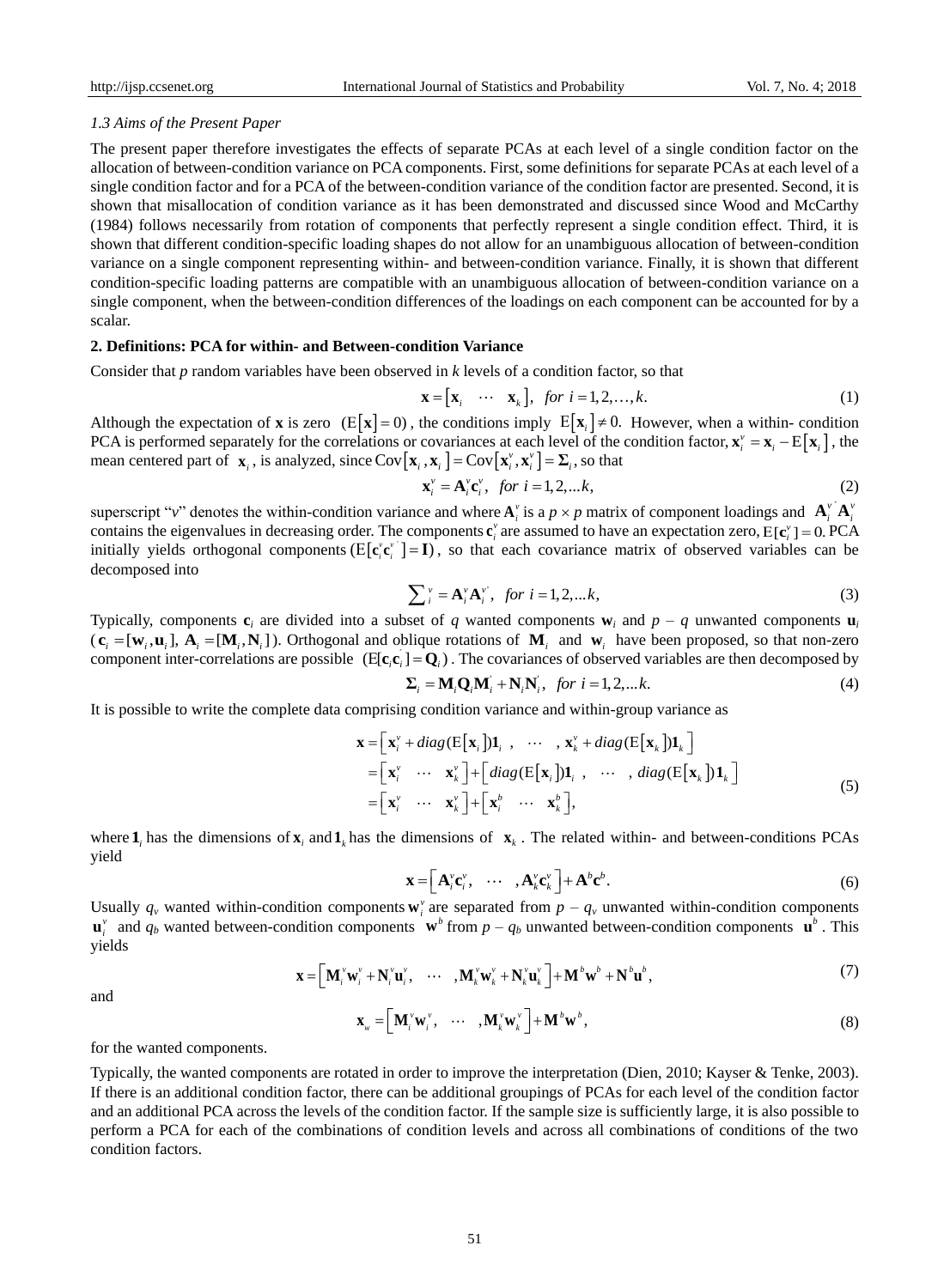### 1.3 Aims of the Present Paper

The present paper therefore investigates the effects of separate PCAs at each level of a single condition factor on the allocation of between-condition variance on PCA components. First, some definitions for separate PCAs at each level of a single condition factor and for a PCA of the between-condition variance of the condition factor are presented. Second, it is shown that misallocation of condition variance as it has been demonstrated and discussed since Wood and McCarthy (1984) follows necessarily from rotation of components that perfectly represent a single condition effect. Third, it is shown that different condition-specific loading shapes do not allow for an unambiguous allocation of between-condition variance on a single component representing within- and between-condition variance. Finally, it is shown that different condition-specific loading patterns are compatible with an unambiguous allocation of between-condition variance on a single component, when the between-condition differences of the loadings on each component can be accounted for by a scalar.

## 2. Definitions: PCA for within- and Between-condition Variance

Consider that $p$ random variables have been observed in $k$ levels of a condition factor, so that

$$\mathbf{x} = \left[\mathbf{x}_i \quad \cdots \quad \mathbf{x}_k\right], \quad for\ i = 1,2,\ldots,k. \tag{1}$$

Although the expectation of $\mathbf{x}$ is zero $(\mathrm{E}\left[\mathbf{x}\right] = 0)$, the conditions imply $\mathrm{E}\left[\mathbf{x}_i\right] \neq 0.$ However, when a within- condition PCA is performed separately for the correlations or covariances at each level of the condition factor, $\mathbf{x}_i^v = \mathbf{x}_i - \mathrm{E}\left[\mathbf{x}_i\right]$, the mean centered part of $\mathbf{x}_i$, is analyzed, since $\mathrm{Cov}\left[\mathbf{x}_i, \mathbf{x}_i\right] = \mathrm{Cov}\left[\mathbf{x}_i^v, \mathbf{x}_i^v\right] = \mathbf{\Sigma}_i$, so that

$$\mathbf{x}_i^v = \mathbf{A}_i^v \mathbf{c}_i^v, \quad for\ i = 1,2,\ldots k, \tag{2}$$

superscript "$v$" denotes the within-condition variance and where $\mathbf{A}_i^v$ is a $p \times p$ matrix of component loadings and $\mathbf{A}_i^{v'} \mathbf{A}_i^v$ contains the eigenvalues in decreasing order. The components $\mathbf{c}_i^v$ are assumed to have an expectation zero, $\mathrm{E}[\mathbf{c}_i^v] = 0.$ PCA initially yields orthogonal components $(\mathrm{E}[\mathbf{c}_i^v \mathbf{c}_i^{v'}] = \mathbf{I})$, so that each covariance matrix of observed variables can be decomposed into

$$\sum\nolimits_i^v = \mathbf{A}_i^v \mathbf{A}_i^{v'}, \quad for\ i = 1,2,\ldots k, \tag{3}$$

Typically, components $\mathbf{c}_i$ are divided into a subset of $q$ wanted components $\mathbf{w}_i$ and $p - q$ unwanted components $\mathbf{u}_i$ ($\mathbf{c}_i = [\mathbf{w}_i, \mathbf{u}_i]$, $\mathbf{A}_i = [\mathbf{M}_i, \mathbf{N}_i]$). Orthogonal and oblique rotations of $\mathbf{M}_i$ and $\mathbf{w}_i$ have been proposed, so that non-zero component inter-correlations are possible $(\mathrm{E}[\mathbf{c}_i \mathbf{c}_i^{'}] = \mathbf{Q}_i)$. The covariances of observed variables are then decomposed by

$$\mathbf{\Sigma}_i = \mathbf{M}_i \mathbf{Q}_i \mathbf{M}_i^{'} + \mathbf{N}_i \mathbf{N}_i^{'}, \quad for\ i = 1,2,\ldots k. \tag{4}$$

It is possible to write the complete data comprising condition variance and within-group variance as

$$\begin{aligned}
\mathbf{x} &= \left[\mathbf{x}_i^v + diag(\mathrm{E}\left[\mathbf{x}_i\right])\mathbf{1}_i\ , \quad \cdots \quad , \mathbf{x}_k^v + diag(\mathrm{E}\left[\mathbf{x}_k\right])\mathbf{1}_k\right] \\
&= \left[\mathbf{x}_i^v \quad \cdots \quad \mathbf{x}_k^v\right] + \left[diag(\mathrm{E}\left[\mathbf{x}_i\right])\mathbf{1}_i\ , \quad \cdots \quad , diag(\mathrm{E}\left[\mathbf{x}_k\right])\mathbf{1}_k\right] \\
&= \left[\mathbf{x}_i^v \quad \cdots \quad \mathbf{x}_k^v\right] + \left[\mathbf{x}_i^b \quad \cdots \quad \mathbf{x}_k^b\right],
\end{aligned} \tag{5}$$

where $\mathbf{1}_i$ has the dimensions of $\mathbf{x}_i$ and $\mathbf{1}_k$ has the dimensions of $\mathbf{x}_k$. The related within- and between-conditions PCAs yield

$$\mathbf{x} = \left[\mathbf{A}_i^v \mathbf{c}_i^v, \quad \cdots \quad , \mathbf{A}_k^v \mathbf{c}_k^v\right] + \mathbf{A}^b \mathbf{c}^b. \tag{6}$$

Usually $q_v$ wanted within-condition components $\mathbf{w}_i^v$ are separated from $p - q_v$ unwanted within-condition components $\mathbf{u}_i^v$ and $q_b$ wanted between-condition components $\mathbf{w}^b$ from $p - q_b$ unwanted between-condition components $\mathbf{u}^b$. This yields

$$\mathbf{x} = \left[\mathbf{M}_i^v \mathbf{w}_i^v + \mathbf{N}_i^v \mathbf{u}_i^v, \quad \cdots \quad , \mathbf{M}_k^v \mathbf{w}_k^v + \mathbf{N}_k^v \mathbf{u}_k^v\right] + \mathbf{M}^b \mathbf{w}^b + \mathbf{N}^b \mathbf{u}^b, \tag{7}$$

and

$$\mathbf{x}_w = \left[\mathbf{M}_i^v \mathbf{w}_i^v, \quad \cdots \quad , \mathbf{M}_k^v \mathbf{w}_k^v\right] + \mathbf{M}^b \mathbf{w}^b, \tag{8}$$

for the wanted components.

Typically, the wanted components are rotated in order to improve the interpretation (Dien, 2010; Kayser & Tenke, 2003). If there is an additional condition factor, there can be additional groupings of PCAs for each level of the condition factor and an additional PCA across the levels of the condition factor. If the sample size is sufficiently large, it is also possible to perform a PCA for each of the combinations of condition levels and across all combinations of conditions of the two condition factors.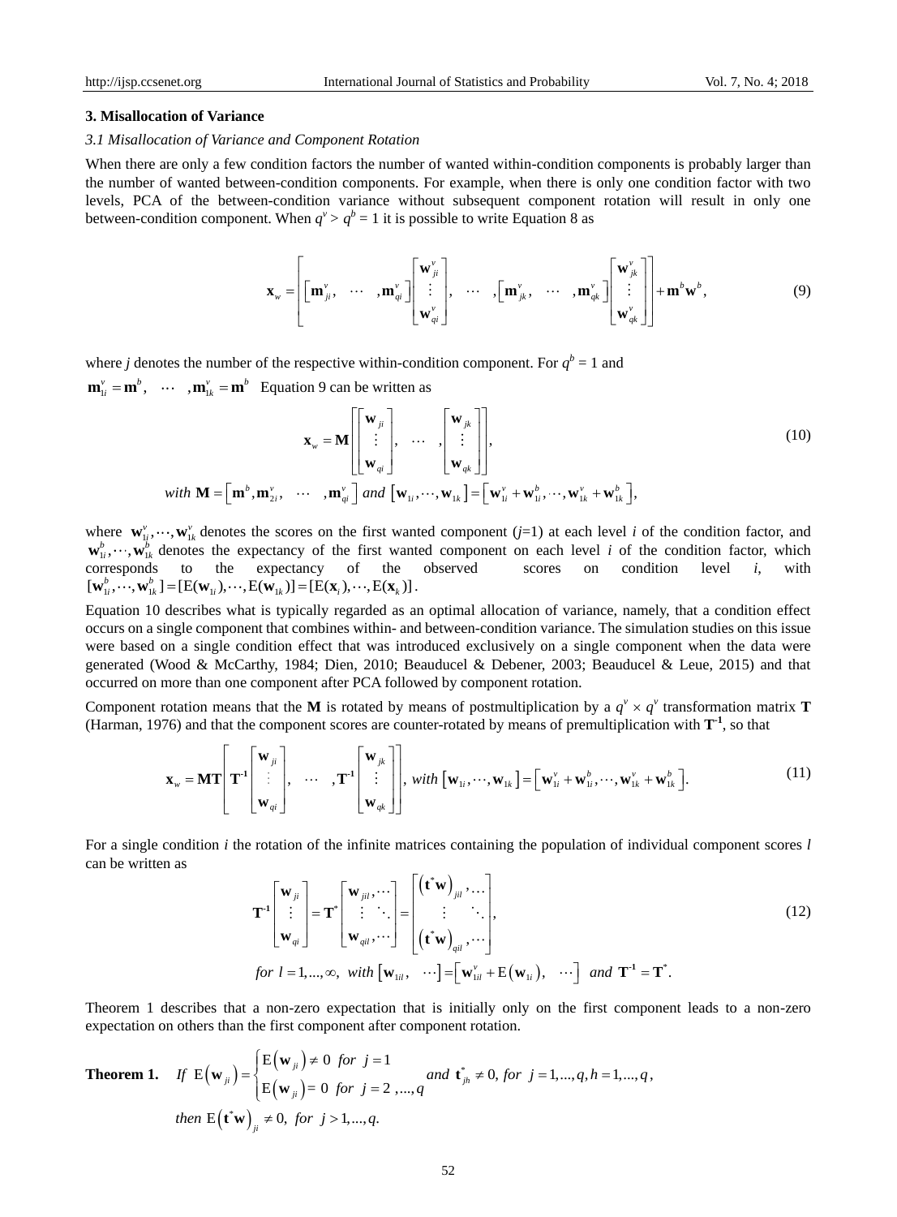## 3. Misallocation of Variance

### *3.1 Misallocation of Variance and Component Rotation*

When there are only a few condition factors the number of wanted within-condition components is probably larger than the number of wanted between-condition components. For example, when there is only one condition factor with two levels, PCA of the between-condition variance without subsequent component rotation will result in only one between-condition component. When $q^v > q^b = 1$ it is possible to write Equation 8 as

$$\mathbf{x}_w = \left[ \left[ \mathbf{m}_{ji}^v, \ \cdots \ , \mathbf{m}_{qi}^v \right] \begin{bmatrix} \mathbf{w}_{ji}^v \\ \vdots \\ \mathbf{w}_{qi}^v \end{bmatrix}, \ \cdots \ , \left[ \mathbf{m}_{jk}^v, \ \cdots \ , \mathbf{m}_{qk}^v \right] \begin{bmatrix} \mathbf{w}_{jk}^v \\ \vdots \\ \mathbf{w}_{qk}^v \end{bmatrix} \right] + \mathbf{m}^b \mathbf{w}^b, \tag{9}$$

where $j$ denotes the number of the respective within-condition component. For $q^b = 1$ and $\mathbf{m}_{1i}^v = \mathbf{m}^b, \ \cdots \ , \mathbf{m}_{1k}^v = \mathbf{m}^b$ Equation 9 can be written as

$$\mathbf{x}_w = \mathbf{M} \left[ \begin{bmatrix} \mathbf{w}_{ji} \\ \vdots \\ \mathbf{w}_{qi} \end{bmatrix}, \ \cdots \ , \begin{bmatrix} \mathbf{w}_{jk} \\ \vdots \\ \mathbf{w}_{qk} \end{bmatrix} \right], \tag{10}$$

$$\text{with } \mathbf{M} = \left[ \mathbf{m}^b, \mathbf{m}_{2i}^v, \ \cdots \ , \mathbf{m}_{qi}^v \right] \text{ and } \left[ \mathbf{w}_{1i}, \cdots, \mathbf{w}_{1k} \right] = \left[ \mathbf{w}_{1i}^v + \mathbf{w}_{1i}^b, \cdots, \mathbf{w}_{1k}^v + \mathbf{w}_{1k}^b \right],$$

where $\mathbf{w}_{1i}^v, \cdots, \mathbf{w}_{1k}^v$ denotes the scores on the first wanted component ($j$=1) at each level $i$ of the condition factor, and $\mathbf{w}_{1i}^b, \cdots, \mathbf{w}_{1k}^b$ denotes the expectancy of the first wanted component on each level $i$ of the condition factor, which corresponds to the expectancy of the observed scores on condition level $i$, with $[\mathbf{w}_{1i}^b, \cdots, \mathbf{w}_{1k}^b] = [\mathrm{E}(\mathbf{w}_{1i}), \cdots, \mathrm{E}(\mathbf{w}_{1k})] = [\mathrm{E}(\mathbf{x}_i), \cdots, \mathrm{E}(\mathbf{x}_k)]$.

Equation 10 describes what is typically regarded as an optimal allocation of variance, namely, that a condition effect occurs on a single component that combines within- and between-condition variance. The simulation studies on this issue were based on a single condition effect that was introduced exclusively on a single component when the data were generated (Wood & McCarthy, 1984; Dien, 2010; Beauducel & Debener, 2003; Beauducel & Leue, 2015) and that occurred on more than one component after PCA followed by component rotation.

Component rotation means that the **M** is rotated by means of postmultiplication by a $q^v \times q^v$ transformation matrix **T** (Harman, 1976) and that the component scores are counter-rotated by means of premultiplication with $\mathbf{T}^{-1}$, so that

$$\mathbf{x}_w = \mathbf{MT} \left[ \mathbf{T}^{-1} \begin{bmatrix} \mathbf{w}_{ji} \\ \vdots \\ \mathbf{w}_{qi} \end{bmatrix}, \ \cdots \ , \mathbf{T}^{-1} \begin{bmatrix} \mathbf{w}_{jk} \\ \vdots \\ \mathbf{w}_{qk} \end{bmatrix} \right], \text{ with } \left[ \mathbf{w}_{1i}, \cdots, \mathbf{w}_{1k} \right] = \left[ \mathbf{w}_{1i}^v + \mathbf{w}_{1i}^b, \cdots, \mathbf{w}_{1k}^v + \mathbf{w}_{1k}^b \right]. \tag{11}$$

For a single condition $i$ the rotation of the infinite matrices containing the population of individual component scores $l$ can be written as

$$\mathbf{T}^{-1} \begin{bmatrix} \mathbf{w}_{ji} \\ \vdots \\ \mathbf{w}_{qi} \end{bmatrix} = \mathbf{T}^* \begin{bmatrix} \mathbf{w}_{jil}, \cdots \\ \vdots \quad \ddots \\ \mathbf{w}_{qil}, \cdots \end{bmatrix} = \begin{bmatrix} \left( \mathbf{t}^* \mathbf{w} \right)_{jil}, \cdots \\ \vdots \quad \ddots \\ \left( \mathbf{t}^* \mathbf{w} \right)_{qil}, \cdots \end{bmatrix}, \tag{12}$$

$$\text{for } l = 1, ..., \infty, \text{ with } \left[ \mathbf{w}_{1il}, \ \cdots \right] = \left[ \mathbf{w}_{1il}^v + \mathrm{E}\left( \mathbf{w}_{1i} \right), \ \cdots \right] \text{ and } \mathbf{T}^{-1} = \mathbf{T}^*.$$

Theorem 1 describes that a non-zero expectation that is initially only on the first component leads to a non-zero expectation on others than the first component after component rotation.

**Theorem 1.** *If* $\mathrm{E}\left( \mathbf{w}_{ji} \right) = \begin{cases} \mathrm{E}\left( \mathbf{w}_{ji} \right) \neq 0 \ \text{ for } \ j = 1 \\ \mathrm{E}\left( \mathbf{w}_{ji} \right) = 0 \ \text{ for } \ j = 2, ..., q \end{cases}$ *and* $\mathbf{t}_{jh}^* \neq 0, \text{ for } j = 1, ..., q, h = 1, ..., q$,

*then* $\mathrm{E}\left( \mathbf{t}^* \mathbf{w} \right)_{ji} \neq 0, \text{ for } j > 1, ..., q.$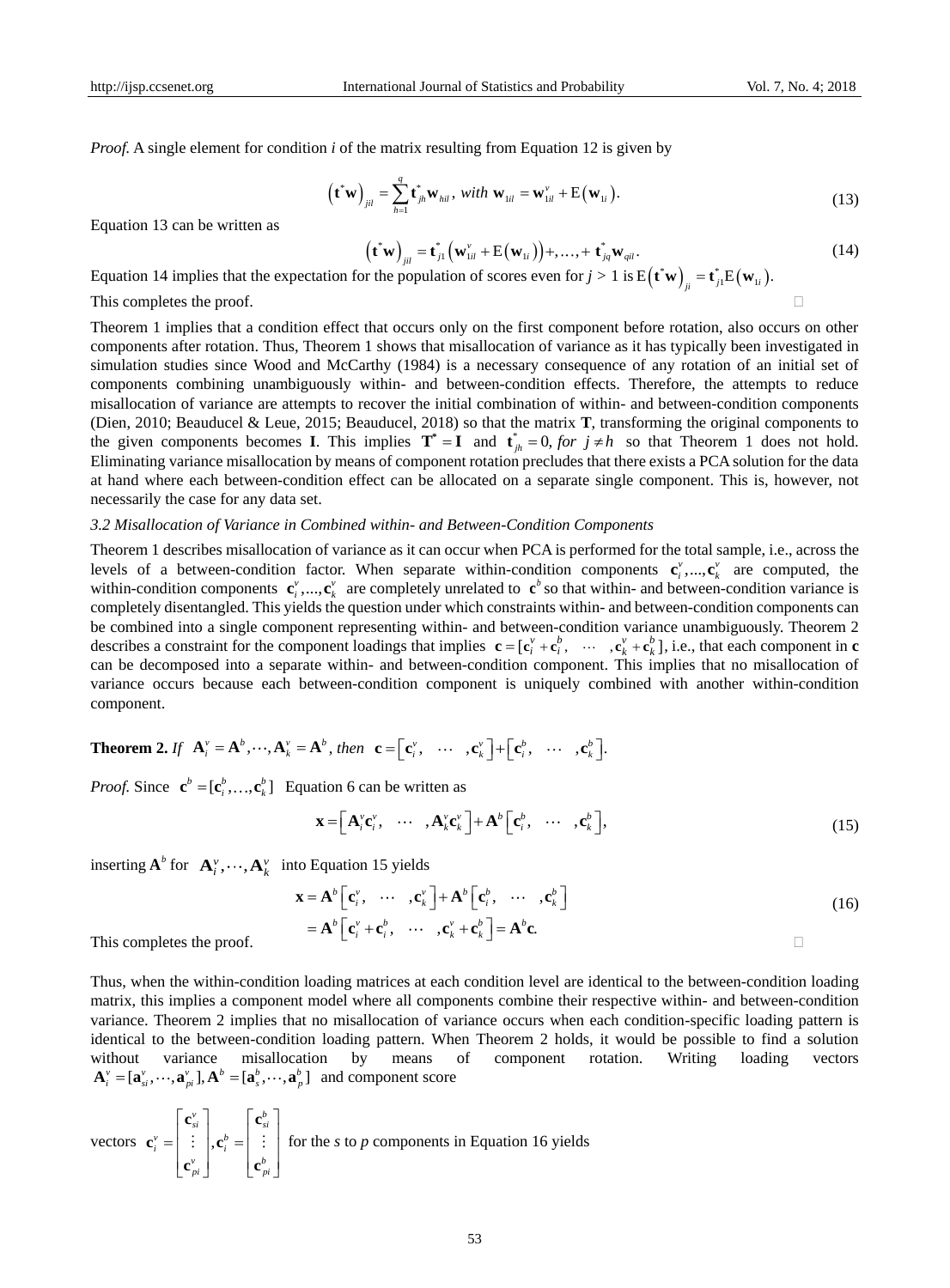*Proof.* A single element for condition *i* of the matrix resulting from Equation 12 is given by

$$\left(\mathbf{t}^{*}\mathbf{w}\right)_{jil} = \sum_{h=1}^{q} \mathbf{t}^{*}_{jh}\mathbf{w}_{hil}\text{, } with\ \mathbf{w}_{1il} = \mathbf{w}^{v}_{1il} + \mathrm{E}\left(\mathbf{w}_{1i}\right). \tag{13}$$

Equation 13 can be written as

$$\left(\mathbf{t}^{*}\mathbf{w}\right)_{jil} = \mathbf{t}^{*}_{j1}\left(\mathbf{w}^{v}_{1il} + \mathrm{E}\left(\mathbf{w}_{1i}\right)\right) +,\ldots,+\ \mathbf{t}^{*}_{jq}\mathbf{w}_{qil}. \tag{14}$$

Equation 14 implies that the expectation for the population of scores even for $j > 1$ is $\mathrm{E}\left(\mathbf{t}^{*}\mathbf{w}\right)_{ji} = \mathbf{t}^{*}_{j1}\mathrm{E}\left(\mathbf{w}_{1i}\right)$.

This completes the proof. □

Theorem 1 implies that a condition effect that occurs only on the first component before rotation, also occurs on other components after rotation. Thus, Theorem 1 shows that misallocation of variance as it has typically been investigated in simulation studies since Wood and McCarthy (1984) is a necessary consequence of any rotation of an initial set of components combining unambiguously within- and between-condition effects. Therefore, the attempts to reduce misallocation of variance are attempts to recover the initial combination of within- and between-condition components (Dien, 2010; Beauducel & Leue, 2015; Beauducel, 2018) so that the matrix $\mathbf{T}$, transforming the original components to the given components becomes $\mathbf{I}$. This implies $\mathbf{T}^{*} = \mathbf{I}$ and $\mathbf{t}^{*}_{jh} = 0,\ for\ j \neq h$ so that Theorem 1 does not hold. Eliminating variance misallocation by means of component rotation precludes that there exists a PCA solution for the data at hand where each between-condition effect can be allocated on a separate single component. This is, however, not necessarily the case for any data set.

### 3.2 Misallocation of Variance in Combined within- and Between-Condition Components

Theorem 1 describes misallocation of variance as it can occur when PCA is performed for the total sample, i.e., across the levels of a between-condition factor. When separate within-condition components $\mathbf{c}^{v}_{i},\ldots,\mathbf{c}^{v}_{k}$ are computed, the within-condition components $\mathbf{c}^{v}_{i},\ldots,\mathbf{c}^{v}_{k}$ are completely unrelated to $\mathbf{c}^{b}$ so that within- and between-condition variance is completely disentangled. This yields the question under which constraints within- and between-condition components can be combined into a single component representing within- and between-condition variance unambiguously. Theorem 2 describes a constraint for the component loadings that implies $\mathbf{c} = [\mathbf{c}^{v}_{i} + \mathbf{c}^{b}_{i},\ \cdots\ ,\mathbf{c}^{v}_{k} + \mathbf{c}^{b}_{k}]$, i.e., that each component in $\mathbf{c}$ can be decomposed into a separate within- and between-condition component. This implies that no misallocation of variance occurs because each between-condition component is uniquely combined with another within-condition component.

**Theorem 2.** *If* $\mathbf{A}^{v}_{i} = \mathbf{A}^{b},\cdots,\mathbf{A}^{v}_{k} = \mathbf{A}^{b}$, *then* $\mathbf{c} = \left[\mathbf{c}^{v}_{i},\ \cdots\ ,\mathbf{c}^{v}_{k}\right] + \left[\mathbf{c}^{b}_{i},\ \cdots\ ,\mathbf{c}^{b}_{k}\right]$.

*Proof.* Since $\mathbf{c}^{b} = [\mathbf{c}^{b}_{i},\ldots,\mathbf{c}^{b}_{k}]$ Equation 6 can be written as

$$\mathbf{x} = \left[\mathbf{A}^{v}_{i}\mathbf{c}^{v}_{i},\ \cdots\ ,\mathbf{A}^{v}_{k}\mathbf{c}^{v}_{k}\right] + \mathbf{A}^{b}\left[\mathbf{c}^{b}_{i},\ \cdots\ ,\mathbf{c}^{b}_{k}\right], \tag{15}$$

inserting $\mathbf{A}^{b}$ for $\mathbf{A}^{v}_{i},\cdots,\mathbf{A}^{v}_{k}$ into Equation 15 yields

$$\begin{aligned}\mathbf{x} &= \mathbf{A}^{b}\left[\mathbf{c}^{v}_{i},\ \cdots\ ,\mathbf{c}^{v}_{k}\right] + \mathbf{A}^{b}\left[\mathbf{c}^{b}_{i},\ \cdots\ ,\mathbf{c}^{b}_{k}\right] \\ &= \mathbf{A}^{b}\left[\mathbf{c}^{v}_{i} + \mathbf{c}^{b}_{i},\ \cdots\ ,\mathbf{c}^{v}_{k} + \mathbf{c}^{b}_{k}\right] = \mathbf{A}^{b}\mathbf{c}.\end{aligned} \tag{16}$$

This completes the proof. □

Thus, when the within-condition loading matrices at each condition level are identical to the between-condition loading matrix, this implies a component model where all components combine their respective within- and between-condition variance. Theorem 2 implies that no misallocation of variance occurs when each condition-specific loading pattern is identical to the between-condition loading pattern. When Theorem 2 holds, it would be possible to find a solution without variance misallocation by means of component rotation. Writing loading vectors $\mathbf{A}^{v}_{i} = [\mathbf{a}^{v}_{si},\cdots,\mathbf{a}^{v}_{pi}], \mathbf{A}^{b} = [\mathbf{a}^{b}_{s},\cdots,\mathbf{a}^{b}_{p}]$ and component score

vectors $\mathbf{c}^{v}_{i} = \begin{bmatrix}\mathbf{c}^{v}_{si} \\ \vdots \\ \mathbf{c}^{v}_{pi}\end{bmatrix}, \mathbf{c}^{b}_{i} = \begin{bmatrix}\mathbf{c}^{b}_{si} \\ \vdots \\ \mathbf{c}^{b}_{pi}\end{bmatrix}$ for the *s* to *p* components in Equation 16 yields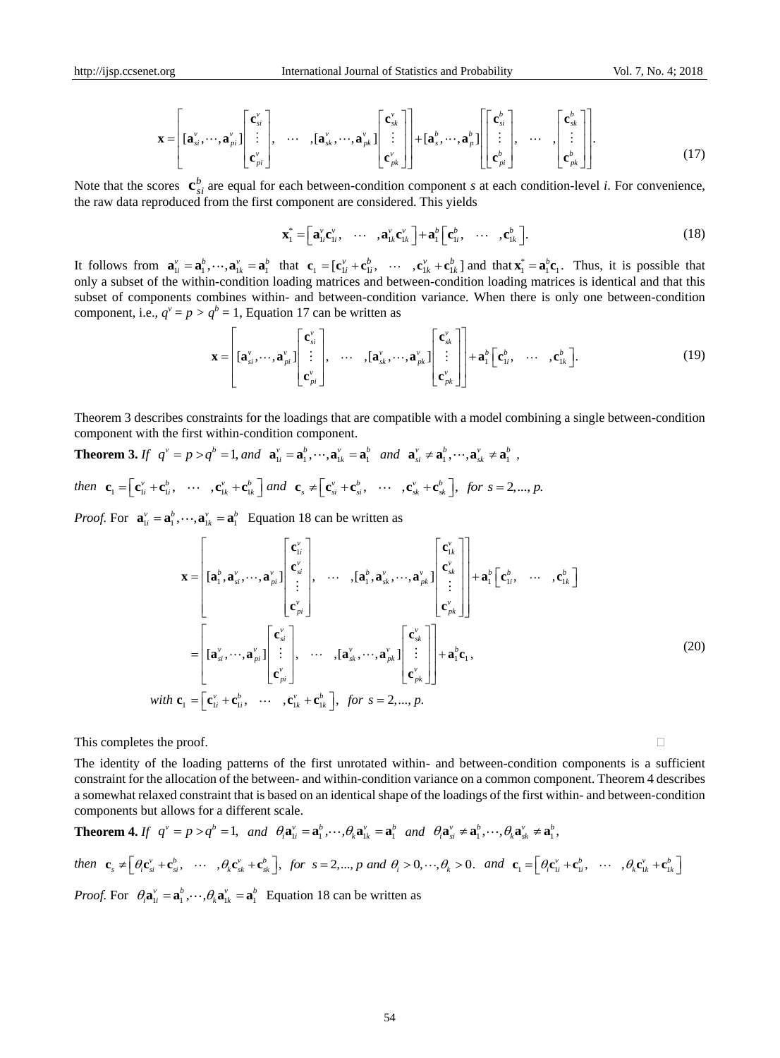$$\mathbf{x} = \left[ [\mathbf{a}_{si}^v, \cdots, \mathbf{a}_{pi}^v] \begin{bmatrix} \mathbf{c}_{si}^v \\ \vdots \\ \mathbf{c}_{pi}^v \end{bmatrix}, \quad \cdots \quad , [\mathbf{a}_{sk}^v, \cdots, \mathbf{a}_{pk}^v] \begin{bmatrix} \mathbf{c}_{sk}^v \\ \vdots \\ \mathbf{c}_{pk}^v \end{bmatrix} \right] + [\mathbf{a}_s^b, \cdots, \mathbf{a}_p^b] \left[ \begin{bmatrix} \mathbf{c}_{si}^b \\ \vdots \\ \mathbf{c}_{pi}^b \end{bmatrix}, \quad \cdots \quad , \begin{bmatrix} \mathbf{c}_{sk}^b \\ \vdots \\ \mathbf{c}_{pk}^b \end{bmatrix} \right]. \tag{17}$$

Note that the scores $\mathbf{c}_{si}^b$ are equal for each between-condition component *s* at each condition-level *i*. For convenience, the raw data reproduced from the first component are considered. This yields

$$\mathbf{x}_1^* = \left[ \mathbf{a}_{1i}^v \mathbf{c}_{1i}^v, \quad \cdots \quad , \mathbf{a}_{1k}^v \mathbf{c}_{1k}^v \right] + \mathbf{a}_1^b \left[ \mathbf{c}_{1i}^b, \quad \cdots \quad , \mathbf{c}_{1k}^b \right]. \tag{18}$$

It follows from $\mathbf{a}_{1i}^v = \mathbf{a}_1^b, \cdots, \mathbf{a}_{1k}^v = \mathbf{a}_1^b$ that $\mathbf{c}_1 = [\mathbf{c}_{1i}^v + \mathbf{c}_{1i}^b, \quad \cdots \quad , \mathbf{c}_{1k}^v + \mathbf{c}_{1k}^b]$ and that $\mathbf{x}_1^* = \mathbf{a}_1^b \mathbf{c}_1$. Thus, it is possible that only a subset of the within-condition loading matrices and between-condition loading matrices is identical and that this subset of components combines within- and between-condition variance. When there is only one between-condition component, i.e., $q^v = p > q^b = 1$, Equation 17 can be written as

$$\mathbf{x} = \left[ [\mathbf{a}_{si}^v, \cdots, \mathbf{a}_{pi}^v] \begin{bmatrix} \mathbf{c}_{si}^v \\ \vdots \\ \mathbf{c}_{pi}^v \end{bmatrix}, \quad \cdots \quad , [\mathbf{a}_{sk}^v, \cdots, \mathbf{a}_{pk}^v] \begin{bmatrix} \mathbf{c}_{sk}^v \\ \vdots \\ \mathbf{c}_{pk}^v \end{bmatrix} \right] + \mathbf{a}_1^b \left[ \mathbf{c}_{1i}^b, \quad \cdots \quad , \mathbf{c}_{1k}^b \right]. \tag{19}$$

Theorem 3 describes constraints for the loadings that are compatible with a model combining a single between-condition component with the first within-condition component.

**Theorem 3.** *If* $q^v = p > q^b = 1$, *and* $\mathbf{a}_{1i}^v = \mathbf{a}_1^b, \cdots, \mathbf{a}_{1k}^v = \mathbf{a}_1^b$ *and* $\mathbf{a}_{si}^v \neq \mathbf{a}_1^b, \cdots, \mathbf{a}_{sk}^v \neq \mathbf{a}_1^b$ ,

*then* $\mathbf{c}_1 = \left[ \mathbf{c}_{1i}^v + \mathbf{c}_{1i}^b, \quad \cdots \quad , \mathbf{c}_{1k}^v + \mathbf{c}_{1k}^b \right]$ *and* $\mathbf{c}_s \neq \left[ \mathbf{c}_{si}^v + \mathbf{c}_{si}^b, \quad \cdots \quad , \mathbf{c}_{sk}^v + \mathbf{c}_{sk}^b \right]$, *for* $s = 2, ..., p$.

*Proof.* For $\mathbf{a}_{1i}^v = \mathbf{a}_1^b, \cdots, \mathbf{a}_{1k}^v = \mathbf{a}_1^b$ Equation 18 can be written as

$$\begin{aligned}
\mathbf{x} &= \left[ [\mathbf{a}_1^b, \mathbf{a}_{si}^v, \cdots, \mathbf{a}_{pi}^v] \begin{bmatrix} \mathbf{c}_{1i}^v \\ \mathbf{c}_{si}^v \\ \vdots \\ \mathbf{c}_{pi}^v \end{bmatrix}, \quad \cdots \quad , [\mathbf{a}_1^b, \mathbf{a}_{sk}^v, \cdots, \mathbf{a}_{pk}^v] \begin{bmatrix} \mathbf{c}_{1k}^v \\ \mathbf{c}_{sk}^v \\ \vdots \\ \mathbf{c}_{pk}^v \end{bmatrix} \right] + \mathbf{a}_1^b \left[ \mathbf{c}_{1i}^b, \quad \cdots \quad , \mathbf{c}_{1k}^b \right] \\
&= \left[ [\mathbf{a}_{si}^v, \cdots, \mathbf{a}_{pi}^v] \begin{bmatrix} \mathbf{c}_{si}^v \\ \vdots \\ \mathbf{c}_{pi}^v \end{bmatrix}, \quad \cdots \quad , [\mathbf{a}_{sk}^v, \cdots, \mathbf{a}_{pk}^v] \begin{bmatrix} \mathbf{c}_{sk}^v \\ \vdots \\ \mathbf{c}_{pk}^v \end{bmatrix} \right] + \mathbf{a}_1^b \mathbf{c}_1, \\
&\textit{with } \mathbf{c}_1 = \left[ \mathbf{c}_{1i}^v + \mathbf{c}_{1i}^b, \quad \cdots \quad , \mathbf{c}_{1k}^v + \mathbf{c}_{1k}^b \right], \ \textit{for } s = 2, ..., p.
\end{aligned} \tag{20}$$

This completes the proof. □

The identity of the loading patterns of the first unrotated within- and between-condition components is a sufficient constraint for the allocation of the between- and within-condition variance on a common component. Theorem 4 describes a somewhat relaxed constraint that is based on an identical shape of the loadings of the first within- and between-condition components but allows for a different scale.

**Theorem 4.** *If* $q^v = p > q^b = 1$, *and* $\theta_i \mathbf{a}_{1i}^v = \mathbf{a}_1^b, \cdots, \theta_k \mathbf{a}_{1k}^v = \mathbf{a}_1^b$ *and* $\theta_i \mathbf{a}_{si}^v \neq \mathbf{a}_1^b, \cdots, \theta_k \mathbf{a}_{sk}^v \neq \mathbf{a}_1^b$,

*then* $\mathbf{c}_s \neq \left[ \theta_i \mathbf{c}_{si}^v + \mathbf{c}_{si}^b, \quad \cdots \quad , \theta_k \mathbf{c}_{sk}^v + \mathbf{c}_{sk}^b \right]$, *for* $s = 2, ..., p$ *and* $\theta_i > 0, \cdots, \theta_k > 0$. *and* $\mathbf{c}_1 = \left[ \theta_i \mathbf{c}_{1i}^v + \mathbf{c}_{1i}^b, \quad \cdots \quad , \theta_k \mathbf{c}_{1k}^v + \mathbf{c}_{1k}^b \right]$

*Proof.* For $\theta_i \mathbf{a}_{1i}^v = \mathbf{a}_1^b, \cdots, \theta_k \mathbf{a}_{1k}^v = \mathbf{a}_1^b$ Equation 18 can be written as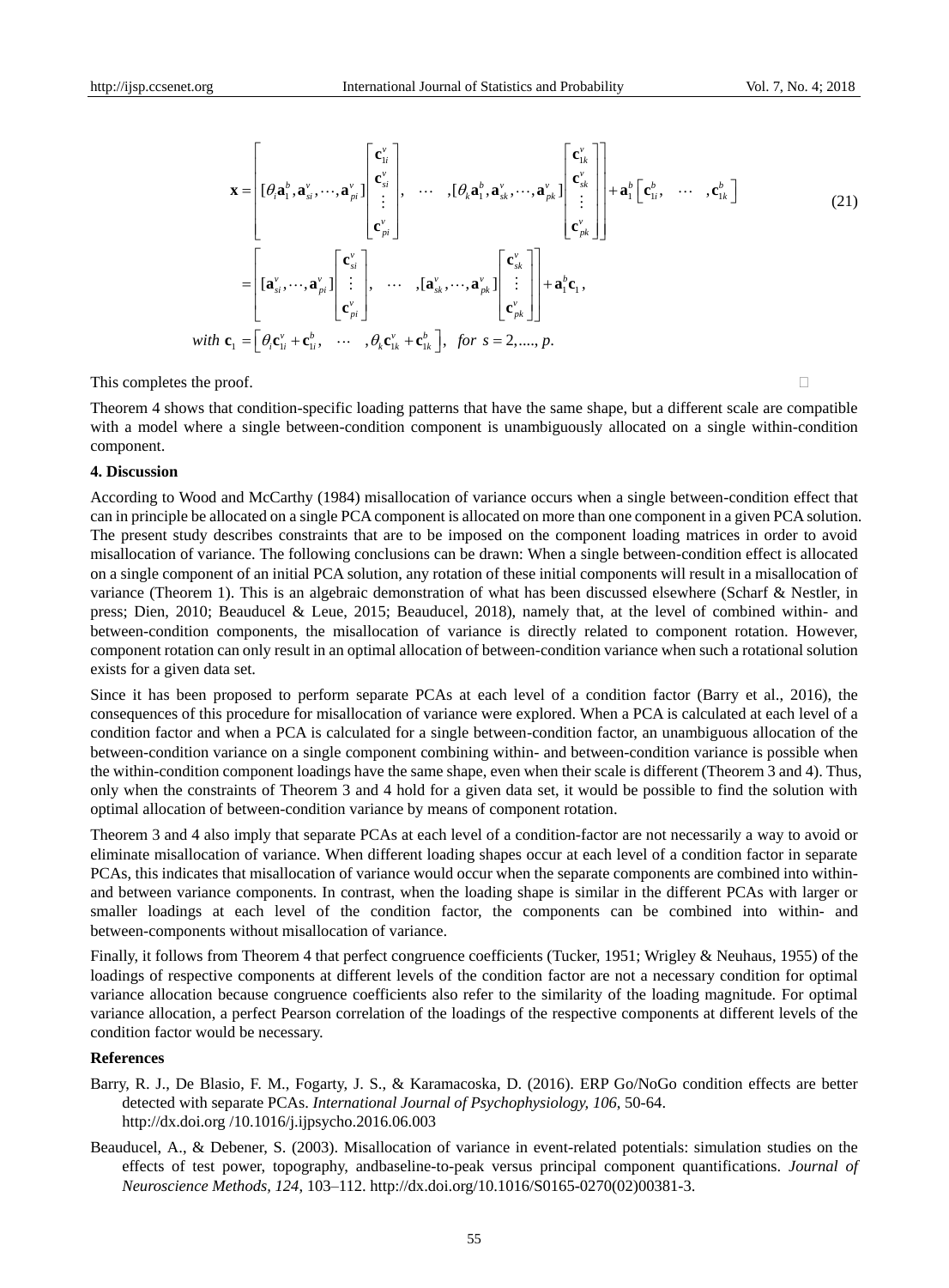$$
\mathbf{x} = \left[ [\theta_i \mathbf{a}_1^b, \mathbf{a}_{si}^v, \cdots, \mathbf{a}_{pi}^v] \begin{bmatrix} \mathbf{c}_{1i}^v \\ \mathbf{c}_{si}^v \\ \vdots \\ \mathbf{c}_{pi}^v \end{bmatrix}, \quad \cdots \quad, [\theta_k \mathbf{a}_1^b, \mathbf{a}_{sk}^v, \cdots, \mathbf{a}_{pk}^v] \begin{bmatrix} \mathbf{c}_{1k}^v \\ \mathbf{c}_{sk}^v \\ \vdots \\ \mathbf{c}_{pk}^v \end{bmatrix} \right] + \mathbf{a}_1^b \left[ \mathbf{c}_{1i}^b, \quad \cdots \quad, \mathbf{c}_{1k}^b \right] \tag{21}
$$

$$
= \left[ [\mathbf{a}_{si}^v, \cdots, \mathbf{a}_{pi}^v] \begin{bmatrix} \mathbf{c}_{si}^v \\ \vdots \\ \mathbf{c}_{pi}^v \end{bmatrix}, \quad \cdots \quad, [\mathbf{a}_{sk}^v, \cdots, \mathbf{a}_{pk}^v] \begin{bmatrix} \mathbf{c}_{sk}^v \\ \vdots \\ \mathbf{c}_{pk}^v \end{bmatrix} \right] + \mathbf{a}_1^b \mathbf{c}_1,
$$

$$
\text{with } \mathbf{c}_1 = \left[ \theta_i \mathbf{c}_{1i}^v + \mathbf{c}_{1i}^b, \quad \cdots \quad, \theta_k \mathbf{c}_{1k}^v + \mathbf{c}_{1k}^b \right], \ \text{for } s = 2, \ldots, p.
$$

This completes the proof. □

Theorem 4 shows that condition-specific loading patterns that have the same shape, but a different scale are compatible with a model where a single between-condition component is unambiguously allocated on a single within-condition component.

## 4. Discussion

According to Wood and McCarthy (1984) misallocation of variance occurs when a single between-condition effect that can in principle be allocated on a single PCA component is allocated on more than one component in a given PCA solution. The present study describes constraints that are to be imposed on the component loading matrices in order to avoid misallocation of variance. The following conclusions can be drawn: When a single between-condition effect is allocated on a single component of an initial PCA solution, any rotation of these initial components will result in a misallocation of variance (Theorem 1). This is an algebraic demonstration of what has been discussed elsewhere (Scharf & Nestler, in press; Dien, 2010; Beauducel & Leue, 2015; Beauducel, 2018), namely that, at the level of combined within- and between-condition components, the misallocation of variance is directly related to component rotation. However, component rotation can only result in an optimal allocation of between-condition variance when such a rotational solution exists for a given data set.

Since it has been proposed to perform separate PCAs at each level of a condition factor (Barry et al., 2016), the consequences of this procedure for misallocation of variance were explored. When a PCA is calculated at each level of a condition factor and when a PCA is calculated for a single between-condition factor, an unambiguous allocation of the between-condition variance on a single component combining within- and between-condition variance is possible when the within-condition component loadings have the same shape, even when their scale is different (Theorem 3 and 4). Thus, only when the constraints of Theorem 3 and 4 hold for a given data set, it would be possible to find the solution with optimal allocation of between-condition variance by means of component rotation.

Theorem 3 and 4 also imply that separate PCAs at each level of a condition-factor are not necessarily a way to avoid or eliminate misallocation of variance. When different loading shapes occur at each level of a condition factor in separate PCAs, this indicates that misallocation of variance would occur when the separate components are combined into within- and between variance components. In contrast, when the loading shape is similar in the different PCAs with larger or smaller loadings at each level of the condition factor, the components can be combined into within- and between-components without misallocation of variance.

Finally, it follows from Theorem 4 that perfect congruence coefficients (Tucker, 1951; Wrigley & Neuhaus, 1955) of the loadings of respective components at different levels of the condition factor are not a necessary condition for optimal variance allocation because congruence coefficients also refer to the similarity of the loading magnitude. For optimal variance allocation, a perfect Pearson correlation of the loadings of the respective components at different levels of the condition factor would be necessary.

## References

Barry, R. J., De Blasio, F. M., Fogarty, J. S., & Karamacoska, D. (2016). ERP Go/NoGo condition effects are better detected with separate PCAs. *International Journal of Psychophysiology, 106*, 50-64. http://dx.doi.org /10.1016/j.ijpsycho.2016.06.003

Beauducel, A., & Debener, S. (2003). Misallocation of variance in event-related potentials: simulation studies on the effects of test power, topography, andbaseline-to-peak versus principal component quantifications. *Journal of Neuroscience Methods, 124*, 103–112. http://dx.doi.org/10.1016/S0165-0270(02)00381-3.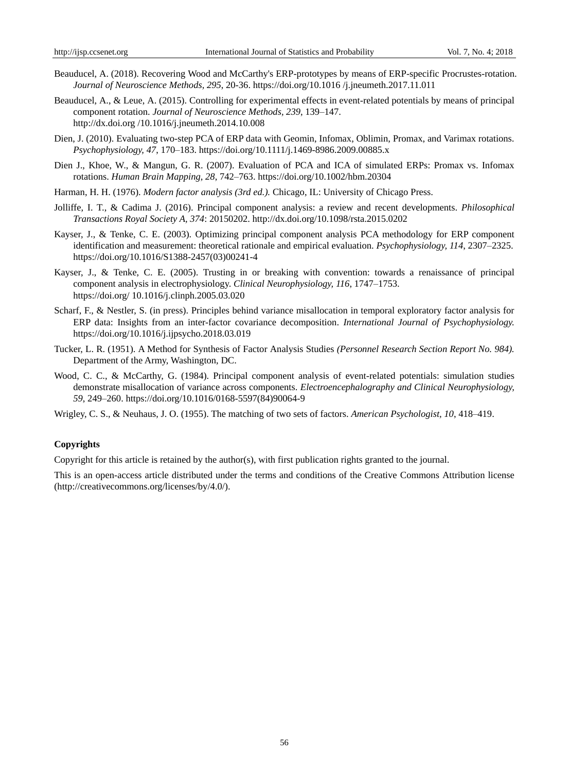Beauducel, A. (2018). Recovering Wood and McCarthy's ERP-prototypes by means of ERP-specific Procrustes-rotation. *Journal of Neuroscience Methods, 295*, 20-36. https://doi.org/10.1016 /j.jneumeth.2017.11.011

Beauducel, A., & Leue, A. (2015). Controlling for experimental effects in event-related potentials by means of principal component rotation. *Journal of Neuroscience Methods, 239*, 139–147. http://dx.doi.org /10.1016/j.jneumeth.2014.10.008

Dien, J. (2010). Evaluating two-step PCA of ERP data with Geomin, Infomax, Oblimin, Promax, and Varimax rotations. *Psychophysiology, 47*, 170–183. https://doi.org/10.1111/j.1469-8986.2009.00885.x

Dien J., Khoe, W., & Mangun, G. R. (2007). Evaluation of PCA and ICA of simulated ERPs: Promax vs. Infomax rotations. *Human Brain Mapping, 28*, 742–763. https://doi.org/10.1002/hbm.20304

Harman, H. H. (1976). *Modern factor analysis (3rd ed.).* Chicago, IL: University of Chicago Press.

Jolliffe, I. T., & Cadima J. (2016). Principal component analysis: a review and recent developments. *Philosophical Transactions Royal Society A, 374*: 20150202. http://dx.doi.org/10.1098/rsta.2015.0202

Kayser, J., & Tenke, C. E. (2003). Optimizing principal component analysis PCA methodology for ERP component identification and measurement: theoretical rationale and empirical evaluation. *Psychophysiology, 114*, 2307–2325. https://doi.org/10.1016/S1388-2457(03)00241-4

Kayser, J., & Tenke, C. E. (2005). Trusting in or breaking with convention: towards a renaissance of principal component analysis in electrophysiology. *Clinical Neurophysiology, 116*, 1747–1753. https://doi.org/ 10.1016/j.clinph.2005.03.020

Scharf, F., & Nestler, S. (in press). Principles behind variance misallocation in temporal exploratory factor analysis for ERP data: Insights from an inter-factor covariance decomposition. *International Journal of Psychophysiology.* https://doi.org/10.1016/j.ijpsycho.2018.03.019

Tucker, L. R. (1951). A Method for Synthesis of Factor Analysis Studies *(Personnel Research Section Report No. 984).* Department of the Army, Washington, DC.

Wood, C. C., & McCarthy, G. (1984). Principal component analysis of event-related potentials: simulation studies demonstrate misallocation of variance across components. *Electroencephalography and Clinical Neurophysiology, 59*, 249–260. https://doi.org/10.1016/0168-5597(84)90064-9

Wrigley, C. S., & Neuhaus, J. O. (1955). The matching of two sets of factors. *American Psychologist, 10*, 418–419.

**Copyrights**

Copyright for this article is retained by the author(s), with first publication rights granted to the journal.

This is an open-access article distributed under the terms and conditions of the Creative Commons Attribution license (http://creativecommons.org/licenses/by/4.0/).